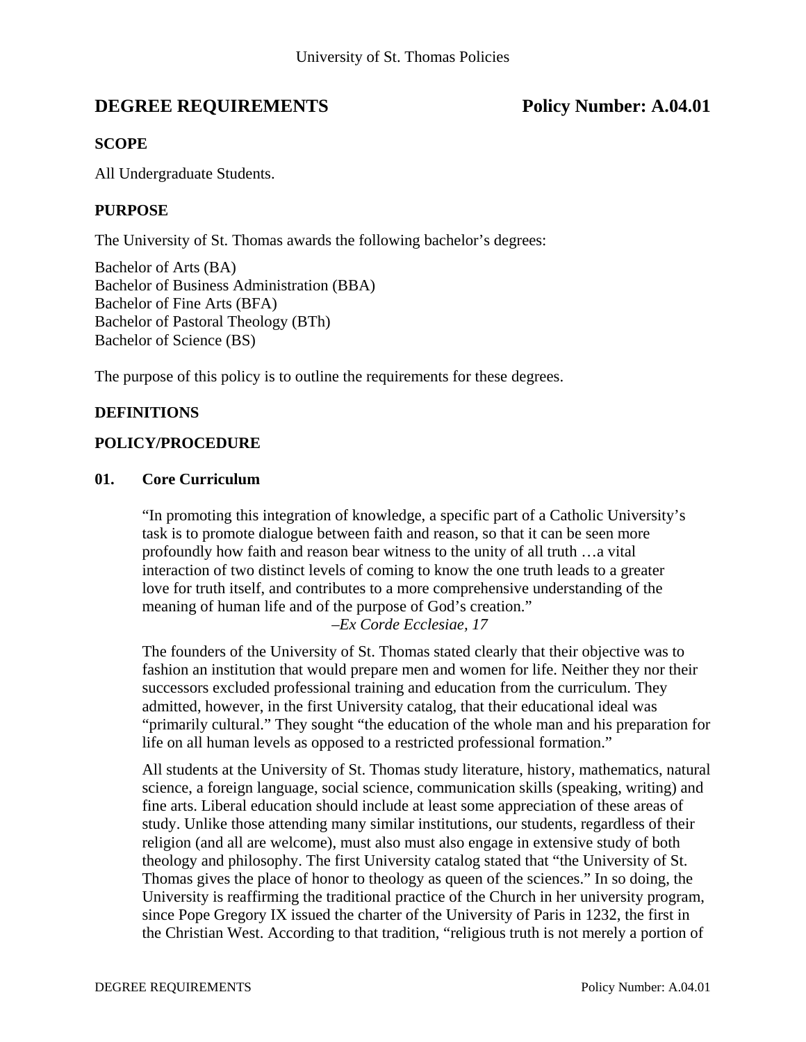# DEGREE REQUIREMENTS Policy Number: A.04.01

## SCOPE

All Undergraduate Students.

## PURPOSE

The University of St. Thomas awards the following bachelor's degrees:

Bachelor of Arts (BA)
Bachelor of Business Administration (BBA)
Bachelor of Fine Arts (BFA)
Bachelor of Pastoral Theology (BTh)
Bachelor of Science (BS)

The purpose of this policy is to outline the requirements for these degrees.

## DEFINITIONS

## POLICY/PROCEDURE

### 01. Core Curriculum

> "In promoting this integration of knowledge, a specific part of a Catholic University's task is to promote dialogue between faith and reason, so that it can be seen more profoundly how faith and reason bear witness to the unity of all truth …a vital interaction of two distinct levels of coming to know the one truth leads to a greater love for truth itself, and contributes to a more comprehensive understanding of the meaning of human life and of the purpose of God's creation."
>
> –*Ex Corde Ecclesiae, 17*

The founders of the University of St. Thomas stated clearly that their objective was to fashion an institution that would prepare men and women for life. Neither they nor their successors excluded professional training and education from the curriculum. They admitted, however, in the first University catalog, that their educational ideal was "primarily cultural." They sought "the education of the whole man and his preparation for life on all human levels as opposed to a restricted professional formation."

All students at the University of St. Thomas study literature, history, mathematics, natural science, a foreign language, social science, communication skills (speaking, writing) and fine arts. Liberal education should include at least some appreciation of these areas of study. Unlike those attending many similar institutions, our students, regardless of their religion (and all are welcome), must also must also engage in extensive study of both theology and philosophy. The first University catalog stated that "the University of St. Thomas gives the place of honor to theology as queen of the sciences." In so doing, the University is reaffirming the traditional practice of the Church in her university program, since Pope Gregory IX issued the charter of the University of Paris in 1232, the first in the Christian West. According to that tradition, "religious truth is not merely a portion of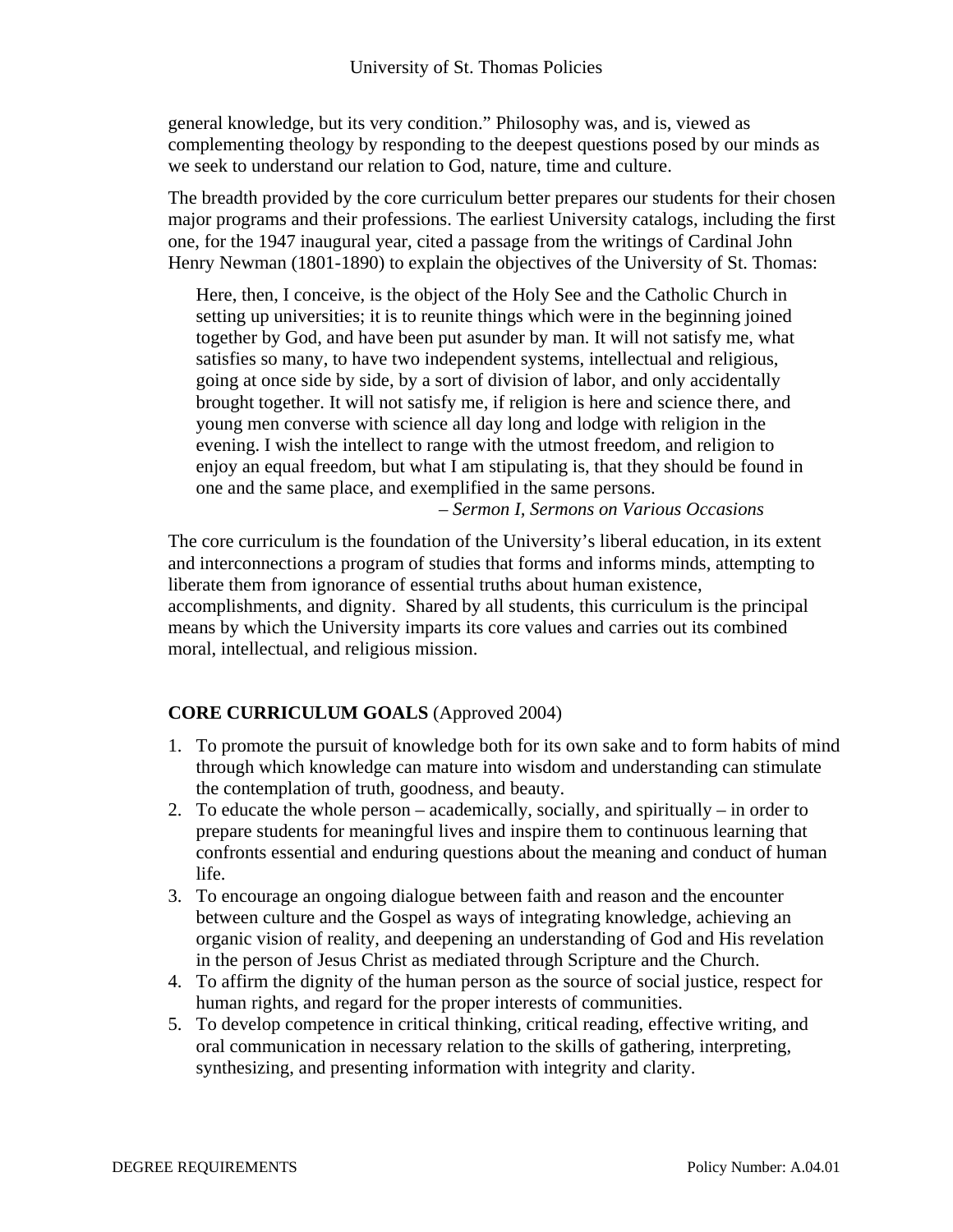general knowledge, but its very condition." Philosophy was, and is, viewed as complementing theology by responding to the deepest questions posed by our minds as we seek to understand our relation to God, nature, time and culture.

The breadth provided by the core curriculum better prepares our students for their chosen major programs and their professions. The earliest University catalogs, including the first one, for the 1947 inaugural year, cited a passage from the writings of Cardinal John Henry Newman (1801-1890) to explain the objectives of the University of St. Thomas:

> Here, then, I conceive, is the object of the Holy See and the Catholic Church in setting up universities; it is to reunite things which were in the beginning joined together by God, and have been put asunder by man. It will not satisfy me, what satisfies so many, to have two independent systems, intellectual and religious, going at once side by side, by a sort of division of labor, and only accidentally brought together. It will not satisfy me, if religion is here and science there, and young men converse with science all day long and lodge with religion in the evening. I wish the intellect to range with the utmost freedom, and religion to enjoy an equal freedom, but what I am stipulating is, that they should be found in one and the same place, and exemplified in the same persons.
>
> – *Sermon I, Sermons on Various Occasions*

The core curriculum is the foundation of the University's liberal education, in its extent and interconnections a program of studies that forms and informs minds, attempting to liberate them from ignorance of essential truths about human existence, accomplishments, and dignity. Shared by all students, this curriculum is the principal means by which the University imparts its core values and carries out its combined moral, intellectual, and religious mission.

**CORE CURRICULUM GOALS** (Approved 2004)

1. To promote the pursuit of knowledge both for its own sake and to form habits of mind through which knowledge can mature into wisdom and understanding can stimulate the contemplation of truth, goodness, and beauty.
2. To educate the whole person – academically, socially, and spiritually – in order to prepare students for meaningful lives and inspire them to continuous learning that confronts essential and enduring questions about the meaning and conduct of human life.
3. To encourage an ongoing dialogue between faith and reason and the encounter between culture and the Gospel as ways of integrating knowledge, achieving an organic vision of reality, and deepening an understanding of God and His revelation in the person of Jesus Christ as mediated through Scripture and the Church.
4. To affirm the dignity of the human person as the source of social justice, respect for human rights, and regard for the proper interests of communities.
5. To develop competence in critical thinking, critical reading, effective writing, and oral communication in necessary relation to the skills of gathering, interpreting, synthesizing, and presenting information with integrity and clarity.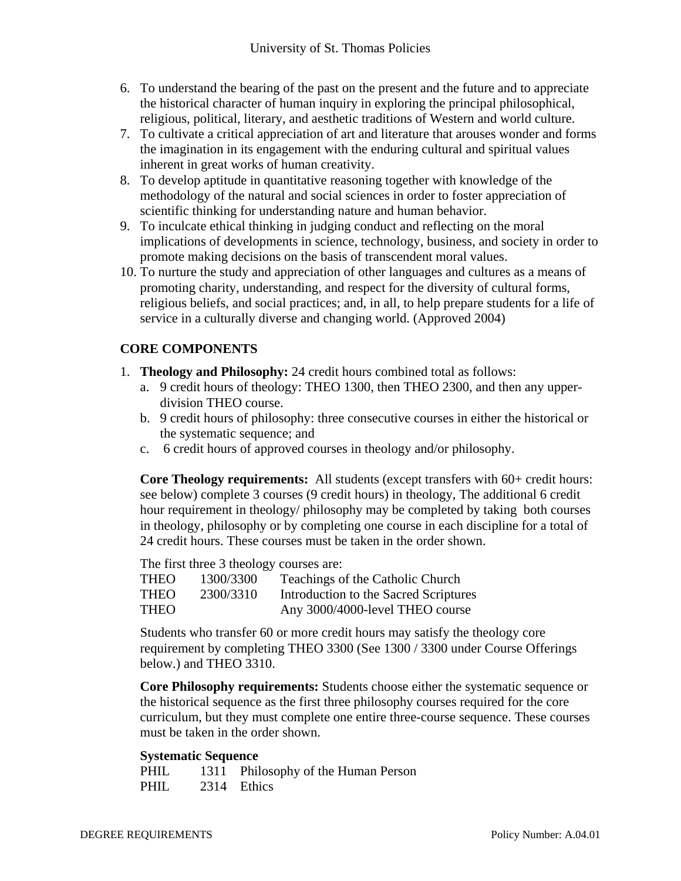6. To understand the bearing of the past on the present and the future and to appreciate the historical character of human inquiry in exploring the principal philosophical, religious, political, literary, and aesthetic traditions of Western and world culture.
7. To cultivate a critical appreciation of art and literature that arouses wonder and forms the imagination in its engagement with the enduring cultural and spiritual values inherent in great works of human creativity.
8. To develop aptitude in quantitative reasoning together with knowledge of the methodology of the natural and social sciences in order to foster appreciation of scientific thinking for understanding nature and human behavior.
9. To inculcate ethical thinking in judging conduct and reflecting on the moral implications of developments in science, technology, business, and society in order to promote making decisions on the basis of transcendent moral values.
10. To nurture the study and appreciation of other languages and cultures as a means of promoting charity, understanding, and respect for the diversity of cultural forms, religious beliefs, and social practices; and, in all, to help prepare students for a life of service in a culturally diverse and changing world. (Approved 2004)

**CORE COMPONENTS**

1. **Theology and Philosophy:** 24 credit hours combined total as follows:
   a. 9 credit hours of theology: THEO 1300, then THEO 2300, and then any upper-division THEO course.
   b. 9 credit hours of philosophy: three consecutive courses in either the historical or the systematic sequence; and
   c. 6 credit hours of approved courses in theology and/or philosophy.

   **Core Theology requirements:** All students (except transfers with 60+ credit hours: see below) complete 3 courses (9 credit hours) in theology, The additional 6 credit hour requirement in theology/ philosophy may be completed by taking both courses in theology, philosophy or by completing one course in each discipline for a total of 24 credit hours. These courses must be taken in the order shown.

   The first three 3 theology courses are:

   | | | |
   |---|---|---|
   | THEO | 1300/3300 | Teachings of the Catholic Church |
   | THEO | 2300/3310 | Introduction to the Sacred Scriptures |
   | THEO | | Any 3000/4000-level THEO course |

   Students who transfer 60 or more credit hours may satisfy the theology core requirement by completing THEO 3300 (See 1300 / 3300 under Course Offerings below.) and THEO 3310.

   **Core Philosophy requirements:** Students choose either the systematic sequence or the historical sequence as the first three philosophy courses required for the core curriculum, but they must complete one entire three-course sequence. These courses must be taken in the order shown.

   **Systematic Sequence**

   | | | |
   |---|---|---|
   | PHIL | 1311 | Philosophy of the Human Person |
   | PHIL | 2314 | Ethics |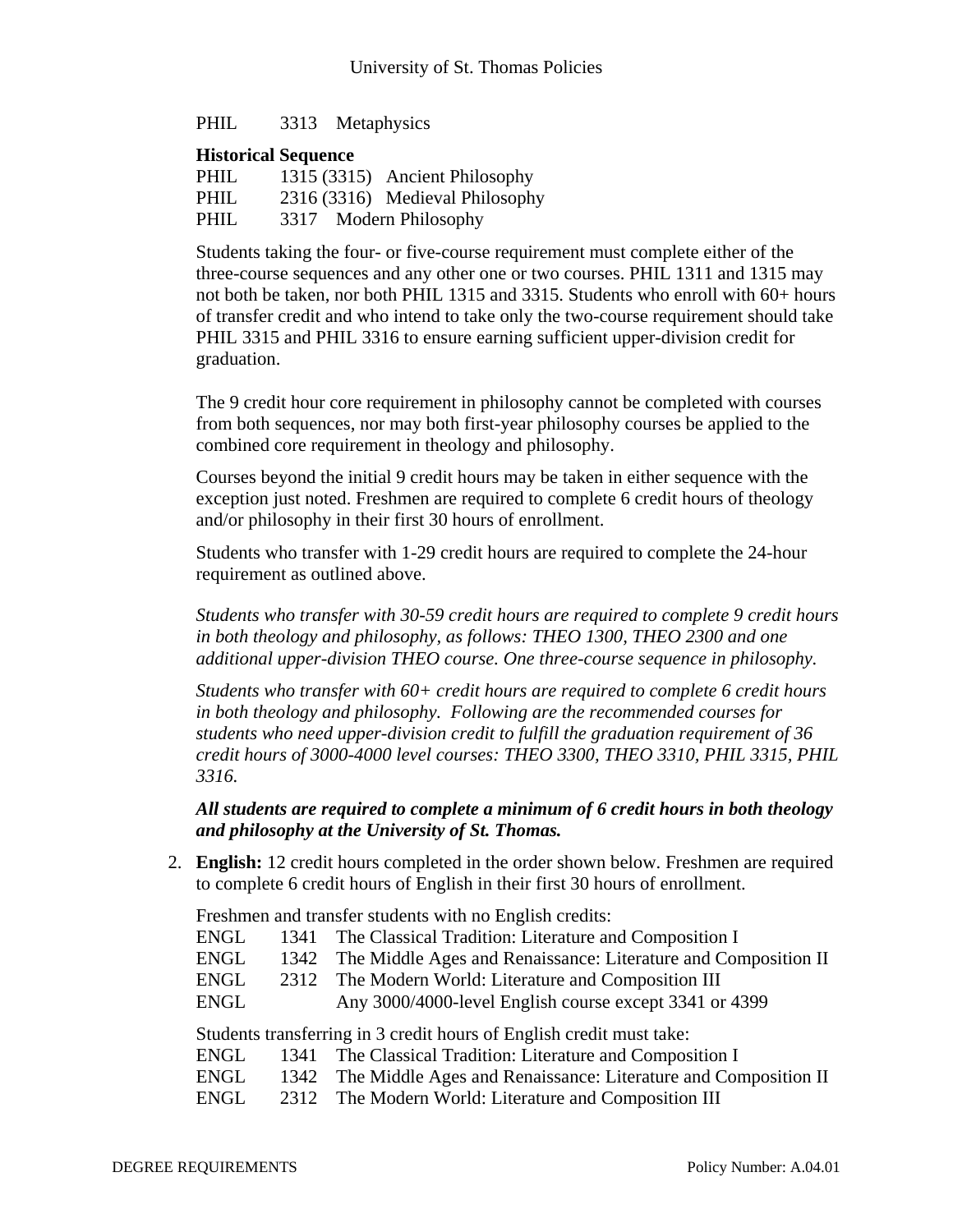PHIL 3313 Metaphysics

**Historical Sequence**

PHIL 1315 (3315) Ancient Philosophy
PHIL 2316 (3316) Medieval Philosophy
PHIL 3317 Modern Philosophy

Students taking the four- or five-course requirement must complete either of the three-course sequences and any other one or two courses. PHIL 1311 and 1315 may not both be taken, nor both PHIL 1315 and 3315. Students who enroll with 60+ hours of transfer credit and who intend to take only the two-course requirement should take PHIL 3315 and PHIL 3316 to ensure earning sufficient upper-division credit for graduation.

The 9 credit hour core requirement in philosophy cannot be completed with courses from both sequences, nor may both first-year philosophy courses be applied to the combined core requirement in theology and philosophy.

Courses beyond the initial 9 credit hours may be taken in either sequence with the exception just noted. Freshmen are required to complete 6 credit hours of theology and/or philosophy in their first 30 hours of enrollment.

Students who transfer with 1-29 credit hours are required to complete the 24-hour requirement as outlined above.

*Students who transfer with 30-59 credit hours are required to complete 9 credit hours in both theology and philosophy, as follows: THEO 1300, THEO 2300 and one additional upper-division THEO course. One three-course sequence in philosophy.*

*Students who transfer with 60+ credit hours are required to complete 6 credit hours in both theology and philosophy. Following are the recommended courses for students who need upper-division credit to fulfill the graduation requirement of 36 credit hours of 3000-4000 level courses: THEO 3300, THEO 3310, PHIL 3315, PHIL 3316.*

***All students are required to complete a minimum of 6 credit hours in both theology and philosophy at the University of St. Thomas.***

2. **English:** 12 credit hours completed in the order shown below. Freshmen are required to complete 6 credit hours of English in their first 30 hours of enrollment.

   Freshmen and transfer students with no English credits:

   ENGL 1341 The Classical Tradition: Literature and Composition I
   ENGL 1342 The Middle Ages and Renaissance: Literature and Composition II
   ENGL 2312 The Modern World: Literature and Composition III
   ENGL Any 3000/4000-level English course except 3341 or 4399

   Students transferring in 3 credit hours of English credit must take:

   ENGL 1341 The Classical Tradition: Literature and Composition I
   ENGL 1342 The Middle Ages and Renaissance: Literature and Composition II
   ENGL 2312 The Modern World: Literature and Composition III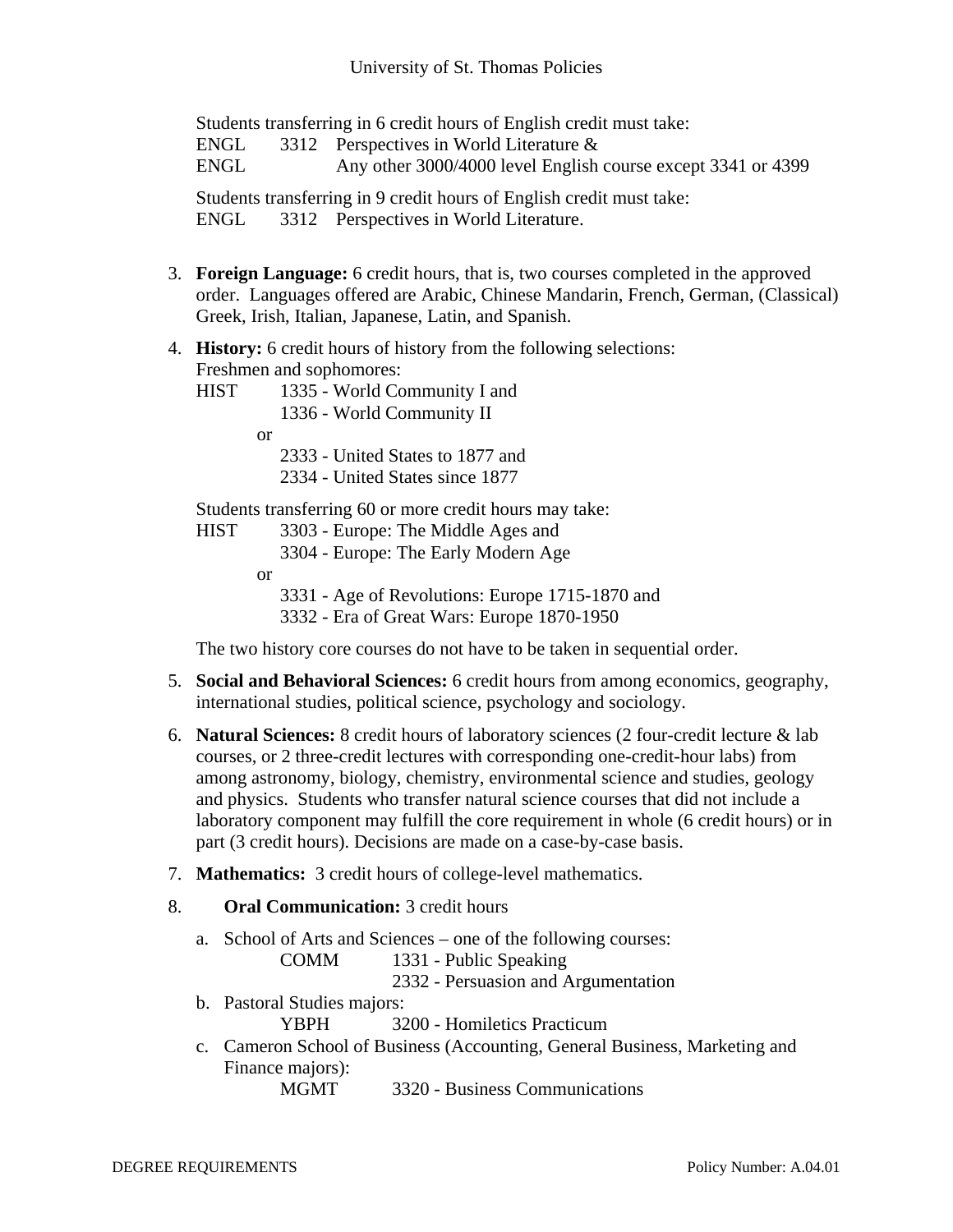Students transferring in 6 credit hours of English credit must take:
ENGL 3312 Perspectives in World Literature &
ENGL Any other 3000/4000 level English course except 3341 or 4399

Students transferring in 9 credit hours of English credit must take:
ENGL 3312 Perspectives in World Literature.

3. **Foreign Language:** 6 credit hours, that is, two courses completed in the approved order. Languages offered are Arabic, Chinese Mandarin, French, German, (Classical) Greek, Irish, Italian, Japanese, Latin, and Spanish.

4. **History:** 6 credit hours of history from the following selections:
   Freshmen and sophomores:
   HIST 1335 - World Community I and
   1336 - World Community II
   or
   2333 - United States to 1877 and
   2334 - United States since 1877

   Students transferring 60 or more credit hours may take:
   HIST 3303 - Europe: The Middle Ages and
   3304 - Europe: The Early Modern Age
   or
   3331 - Age of Revolutions: Europe 1715-1870 and
   3332 - Era of Great Wars: Europe 1870-1950

   The two history core courses do not have to be taken in sequential order.

5. **Social and Behavioral Sciences:** 6 credit hours from among economics, geography, international studies, political science, psychology and sociology.

6. **Natural Sciences:** 8 credit hours of laboratory sciences (2 four-credit lecture & lab courses, or 2 three-credit lectures with corresponding one-credit-hour labs) from among astronomy, biology, chemistry, environmental science and studies, geology and physics. Students who transfer natural science courses that did not include a laboratory component may fulfill the core requirement in whole (6 credit hours) or in part (3 credit hours). Decisions are made on a case-by-case basis.

7. **Mathematics:** 3 credit hours of college-level mathematics.

8. **Oral Communication:** 3 credit hours

   a. School of Arts and Sciences – one of the following courses:
      COMM 1331 - Public Speaking
      2332 - Persuasion and Argumentation
   b. Pastoral Studies majors:
      YBPH 3200 - Homiletics Practicum
   c. Cameron School of Business (Accounting, General Business, Marketing and Finance majors):
      MGMT 3320 - Business Communications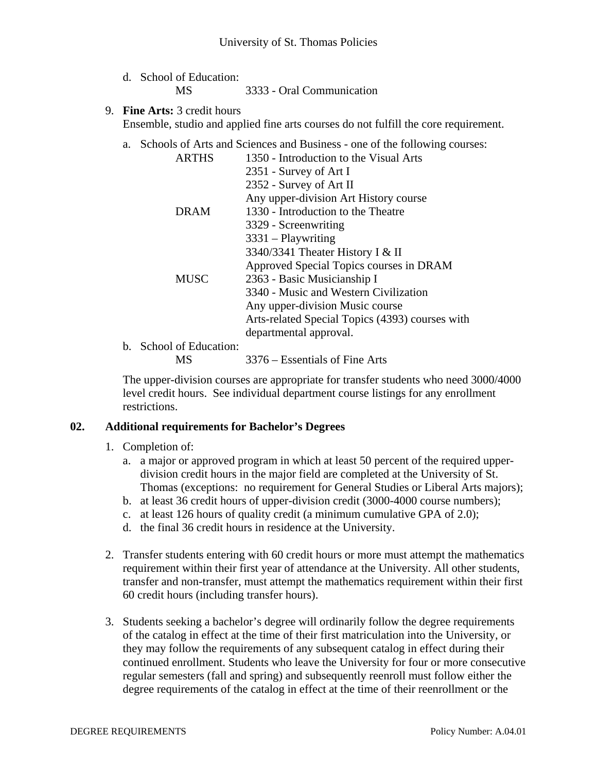d. School of Education:

| | |
|---|---|
| MS | 3333 - Oral Communication |

9. **Fine Arts:** 3 credit hours
   Ensemble, studio and applied fine arts courses do not fulfill the core requirement.

   a. Schools of Arts and Sciences and Business - one of the following courses:

| | |
|---|---|
| ARTHS | 1350 - Introduction to the Visual Arts |
| | 2351 - Survey of Art I |
| | 2352 - Survey of Art II |
| | Any upper-division Art History course |
| DRAM | 1330 - Introduction to the Theatre |
| | 3329 - Screenwriting |
| | 3331 – Playwriting |
| | 3340/3341 Theater History I & II |
| | Approved Special Topics courses in DRAM |
| MUSC | 2363 - Basic Musicianship I |
| | 3340 - Music and Western Civilization |
| | Any upper-division Music course |
| | Arts-related Special Topics (4393) courses with departmental approval. |

   b. School of Education:

| | |
|---|---|
| MS | 3376 – Essentials of Fine Arts |

   The upper-division courses are appropriate for transfer students who need 3000/4000 level credit hours. See individual department course listings for any enrollment restrictions.

## 02. Additional requirements for Bachelor's Degrees

1. Completion of:
   a. a major or approved program in which at least 50 percent of the required upper-division credit hours in the major field are completed at the University of St. Thomas (exceptions: no requirement for General Studies or Liberal Arts majors);
   b. at least 36 credit hours of upper-division credit (3000-4000 course numbers);
   c. at least 126 hours of quality credit (a minimum cumulative GPA of 2.0);
   d. the final 36 credit hours in residence at the University.

2. Transfer students entering with 60 credit hours or more must attempt the mathematics requirement within their first year of attendance at the University. All other students, transfer and non-transfer, must attempt the mathematics requirement within their first 60 credit hours (including transfer hours).

3. Students seeking a bachelor's degree will ordinarily follow the degree requirements of the catalog in effect at the time of their first matriculation into the University, or they may follow the requirements of any subsequent catalog in effect during their continued enrollment. Students who leave the University for four or more consecutive regular semesters (fall and spring) and subsequently reenroll must follow either the degree requirements of the catalog in effect at the time of their reenrollment or the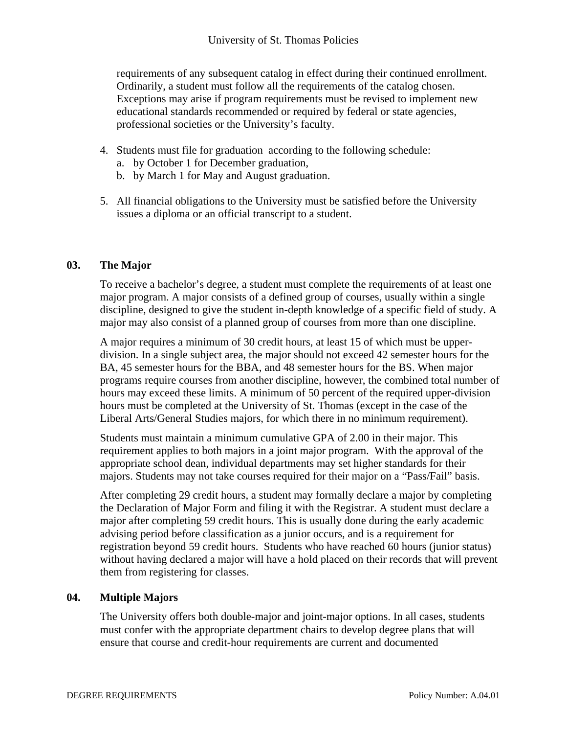requirements of any subsequent catalog in effect during their continued enrollment. Ordinarily, a student must follow all the requirements of the catalog chosen. Exceptions may arise if program requirements must be revised to implement new educational standards recommended or required by federal or state agencies, professional societies or the University's faculty.

4. Students must file for graduation according to the following schedule:
   a. by October 1 for December graduation,
   b. by March 1 for May and August graduation.

5. All financial obligations to the University must be satisfied before the University issues a diploma or an official transcript to a student.

### 03. The Major

To receive a bachelor's degree, a student must complete the requirements of at least one major program. A major consists of a defined group of courses, usually within a single discipline, designed to give the student in-depth knowledge of a specific field of study. A major may also consist of a planned group of courses from more than one discipline.

A major requires a minimum of 30 credit hours, at least 15 of which must be upper-division. In a single subject area, the major should not exceed 42 semester hours for the BA, 45 semester hours for the BBA, and 48 semester hours for the BS. When major programs require courses from another discipline, however, the combined total number of hours may exceed these limits. A minimum of 50 percent of the required upper-division hours must be completed at the University of St. Thomas (except in the case of the Liberal Arts/General Studies majors, for which there in no minimum requirement).

Students must maintain a minimum cumulative GPA of 2.00 in their major. This requirement applies to both majors in a joint major program. With the approval of the appropriate school dean, individual departments may set higher standards for their majors. Students may not take courses required for their major on a "Pass/Fail" basis.

After completing 29 credit hours, a student may formally declare a major by completing the Declaration of Major Form and filing it with the Registrar. A student must declare a major after completing 59 credit hours. This is usually done during the early academic advising period before classification as a junior occurs, and is a requirement for registration beyond 59 credit hours. Students who have reached 60 hours (junior status) without having declared a major will have a hold placed on their records that will prevent them from registering for classes.

### 04. Multiple Majors

The University offers both double-major and joint-major options. In all cases, students must confer with the appropriate department chairs to develop degree plans that will ensure that course and credit-hour requirements are current and documented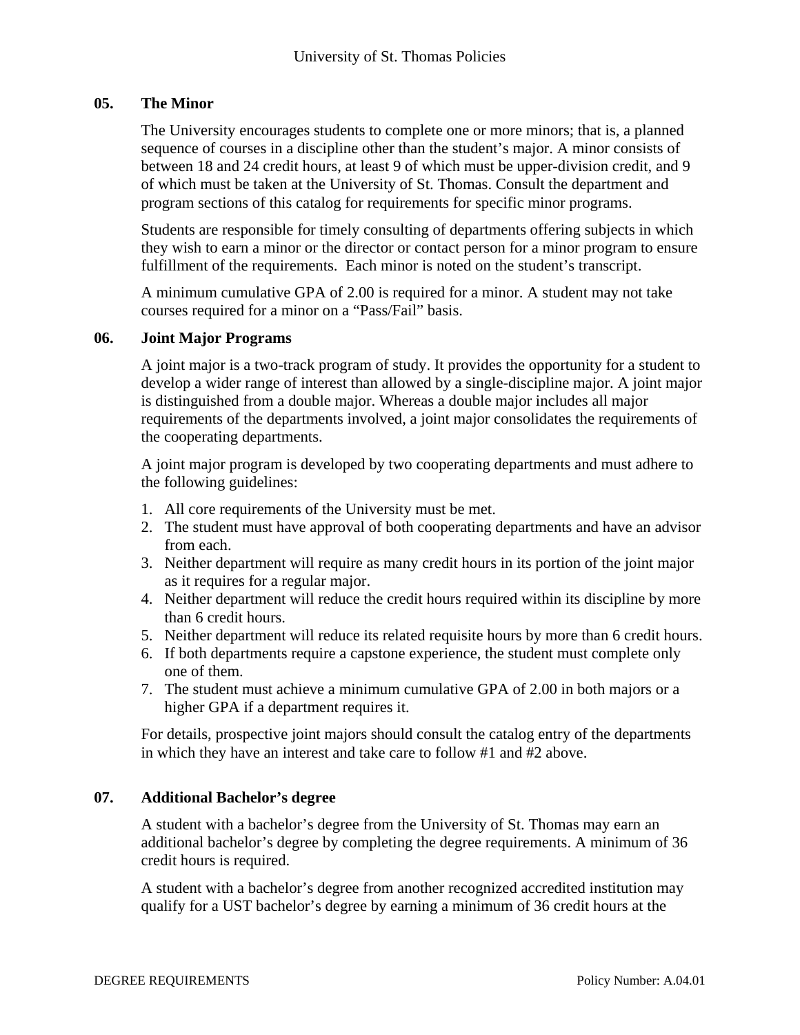### 05. The Minor

The University encourages students to complete one or more minors; that is, a planned sequence of courses in a discipline other than the student's major. A minor consists of between 18 and 24 credit hours, at least 9 of which must be upper-division credit, and 9 of which must be taken at the University of St. Thomas. Consult the department and program sections of this catalog for requirements for specific minor programs.

Students are responsible for timely consulting of departments offering subjects in which they wish to earn a minor or the director or contact person for a minor program to ensure fulfillment of the requirements. Each minor is noted on the student's transcript.

A minimum cumulative GPA of 2.00 is required for a minor. A student may not take courses required for a minor on a "Pass/Fail" basis.

### 06. Joint Major Programs

A joint major is a two-track program of study. It provides the opportunity for a student to develop a wider range of interest than allowed by a single-discipline major. A joint major is distinguished from a double major. Whereas a double major includes all major requirements of the departments involved, a joint major consolidates the requirements of the cooperating departments.

A joint major program is developed by two cooperating departments and must adhere to the following guidelines:

1. All core requirements of the University must be met.
2. The student must have approval of both cooperating departments and have an advisor from each.
3. Neither department will require as many credit hours in its portion of the joint major as it requires for a regular major.
4. Neither department will reduce the credit hours required within its discipline by more than 6 credit hours.
5. Neither department will reduce its related requisite hours by more than 6 credit hours.
6. If both departments require a capstone experience, the student must complete only one of them.
7. The student must achieve a minimum cumulative GPA of 2.00 in both majors or a higher GPA if a department requires it.

For details, prospective joint majors should consult the catalog entry of the departments in which they have an interest and take care to follow #1 and #2 above.

### 07. Additional Bachelor's degree

A student with a bachelor's degree from the University of St. Thomas may earn an additional bachelor's degree by completing the degree requirements. A minimum of 36 credit hours is required.

A student with a bachelor's degree from another recognized accredited institution may qualify for a UST bachelor's degree by earning a minimum of 36 credit hours at the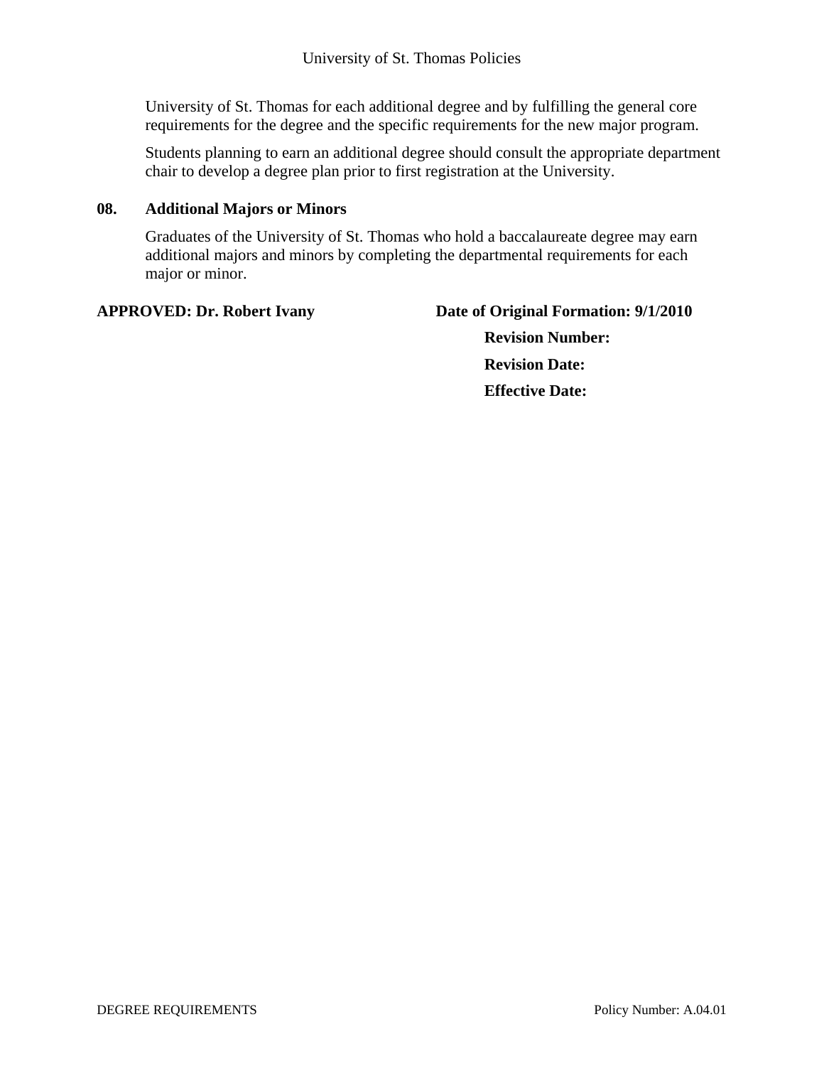University of St. Thomas for each additional degree and by fulfilling the general core requirements for the degree and the specific requirements for the new major program.

Students planning to earn an additional degree should consult the appropriate department chair to develop a degree plan prior to first registration at the University.

**08. Additional Majors or Minors**

Graduates of the University of St. Thomas who hold a baccalaureate degree may earn additional majors and minors by completing the departmental requirements for each major or minor.

**APPROVED: Dr. Robert Ivany**

**Date of Original Formation: 9/1/2010**

**Revision Number:**

**Revision Date:**

**Effective Date:**